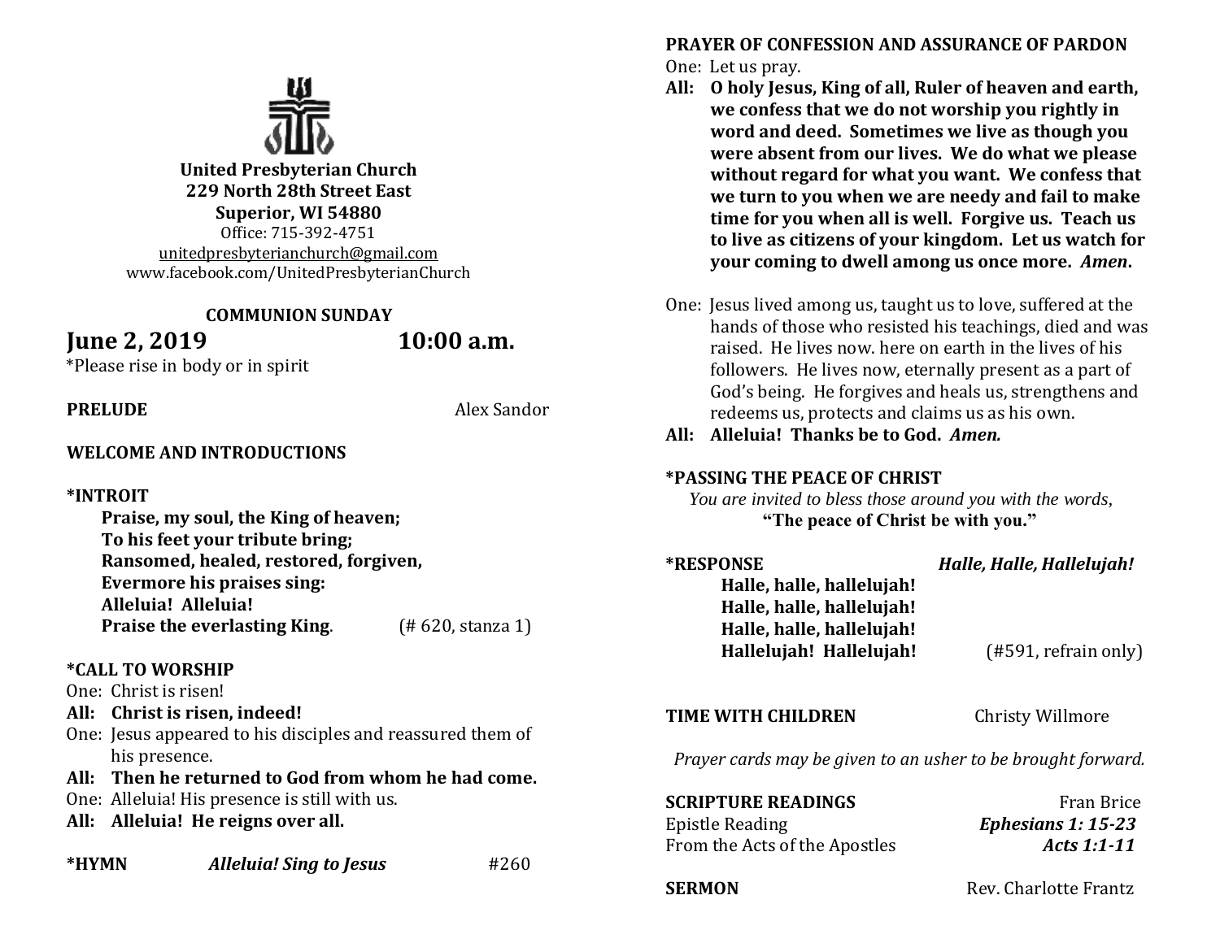**United Presbyterian Church**
**229 North 28th Street East**
**Superior, WI 54880**
Office: 715-392-4751
unitedpresbyterianchurch@gmail.com
www.facebook.com/UnitedPresbyterianChurch

**COMMUNION SUNDAY**

## June 2, 2019 10:00 a.m.

*Please rise in body or in spirit

**PRELUDE** Alex Sandor

**WELCOME AND INTRODUCTIONS**

**\*INTROIT**

**Praise, my soul, the King of heaven;**
**To his feet your tribute bring;**
**Ransomed, healed, restored, forgiven,**
**Evermore his praises sing:**
**Alleluia! Alleluia!**
**Praise the everlasting King**. (# 620, stanza 1)

**\*CALL TO WORSHIP**

One: Christ is risen!
**All: Christ is risen, indeed!**
One: Jesus appeared to his disciples and reassured them of his presence.
**All: Then he returned to God from whom he had come.**
One: Alleluia! His presence is still with us.
**All: Alleluia! He reigns over all.**

**\*HYMN** ***Alleluia! Sing to Jesus*** #260

**PRAYER OF CONFESSION AND ASSURANCE OF PARDON**

One: Let us pray.
**All: O holy Jesus, King of all, Ruler of heaven and earth, we confess that we do not worship you rightly in word and deed. Sometimes we live as though you were absent from our lives. We do what we please without regard for what you want. We confess that we turn to you when we are needy and fail to make time for you when all is well. Forgive us. Teach us to live as citizens of your kingdom. Let us watch for your coming to dwell among us once more. *Amen*.**

One: Jesus lived among us, taught us to love, suffered at the hands of those who resisted his teachings, died and was raised. He lives now. here on earth in the lives of his followers. He lives now, eternally present as a part of God's being. He forgives and heals us, strengthens and redeems us, protects and claims us as his own.
**All: Alleluia! Thanks be to God. *Amen.***

**\*PASSING THE PEACE OF CHRIST**

*You are invited to bless those around you with the words,*
**"The peace of Christ be with you."**

**\*RESPONSE** ***Halle, Halle, Hallelujah!***

**Halle, halle, hallelujah!**
**Halle, halle, hallelujah!**
**Halle, halle, hallelujah!**
**Hallelujah! Hallelujah!** (#591, refrain only)

**TIME WITH CHILDREN** Christy Willmore

*Prayer cards may be given to an usher to be brought forward.*

**SCRIPTURE READINGS** Fran Brice

Epistle Reading ***Ephesians 1: 15-23***
From the Acts of the Apostles ***Acts 1:1-11***

**SERMON** Rev. Charlotte Frantz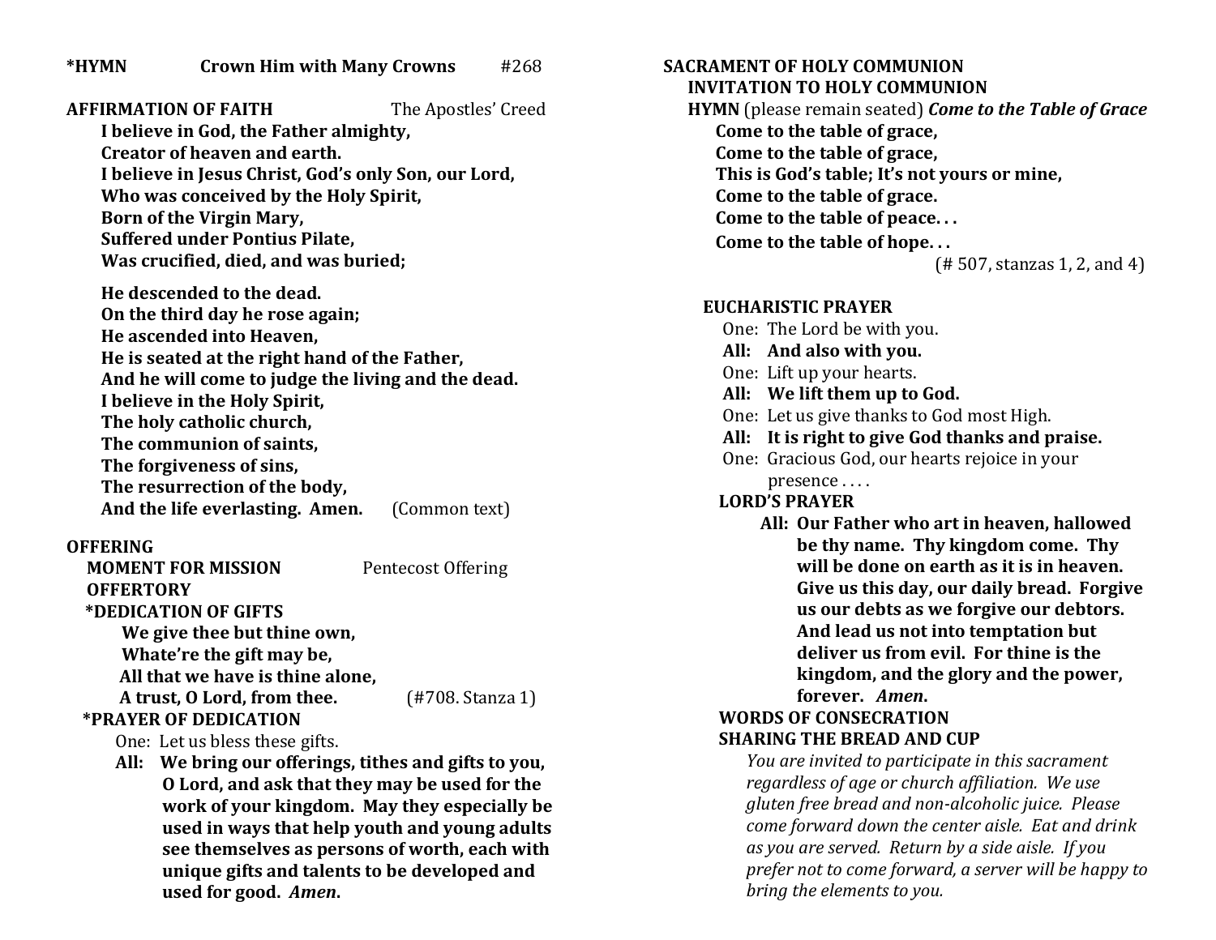**\*HYMN** **Crown Him with Many Crowns** #268

**AFFIRMATION OF FAITH** The Apostles' Creed

**I believe in God, the Father almighty,**
**Creator of heaven and earth.**
**I believe in Jesus Christ, God's only Son, our Lord,**
**Who was conceived by the Holy Spirit,**
**Born of the Virgin Mary,**
**Suffered under Pontius Pilate,**
**Was crucified, died, and was buried;**

**He descended to the dead.**
**On the third day he rose again;**
**He ascended into Heaven,**
**He is seated at the right hand of the Father,**
**And he will come to judge the living and the dead.**
**I believe in the Holy Spirit,**
**The holy catholic church,**
**The communion of saints,**
**The forgiveness of sins,**
**The resurrection of the body,**
**And the life everlasting. Amen.** (Common text)

**OFFERING**

**MOMENT FOR MISSION** Pentecost Offering

**OFFERTORY**

**\*DEDICATION OF GIFTS**

**We give thee but thine own,**
**Whate're the gift may be,**
**All that we have is thine alone,**
**A trust, O Lord, from thee.** (#708. Stanza 1)

**\*PRAYER OF DEDICATION**

One: Let us bless these gifts.

**All: We bring our offerings, tithes and gifts to you, O Lord, and ask that they may be used for the work of your kingdom. May they especially be used in ways that help youth and young adults see themselves as persons of worth, each with unique gifts and talents to be developed and used for good. *Amen*.**

**SACRAMENT OF HOLY COMMUNION**

**INVITATION TO HOLY COMMUNION**

**HYMN** (please remain seated) ***Come to the Table of Grace***

**Come to the table of grace,**
**Come to the table of grace,**
**This is God's table; It's not yours or mine,**
**Come to the table of grace.**
**Come to the table of peace. . .**
**Come to the table of hope. . .**

(# 507, stanzas 1, 2, and 4)

**EUCHARISTIC PRAYER**

One: The Lord be with you.
**All: And also with you.**
One: Lift up your hearts.
**All: We lift them up to God.**
One: Let us give thanks to God most High.
**All: It is right to give God thanks and praise.**
One: Gracious God, our hearts rejoice in your presence . . . .

**LORD'S PRAYER**

**All: Our Father who art in heaven, hallowed be thy name. Thy kingdom come. Thy will be done on earth as it is in heaven. Give us this day, our daily bread. Forgive us our debts as we forgive our debtors. And lead us not into temptation but deliver us from evil. For thine is the kingdom, and the glory and the power, forever. *Amen*.**

**WORDS OF CONSECRATION**

**SHARING THE BREAD AND CUP**

*You are invited to participate in this sacrament regardless of age or church affiliation. We use gluten free bread and non-alcoholic juice. Please come forward down the center aisle. Eat and drink as you are served. Return by a side aisle. If you prefer not to come forward, a server will be happy to bring the elements to you.*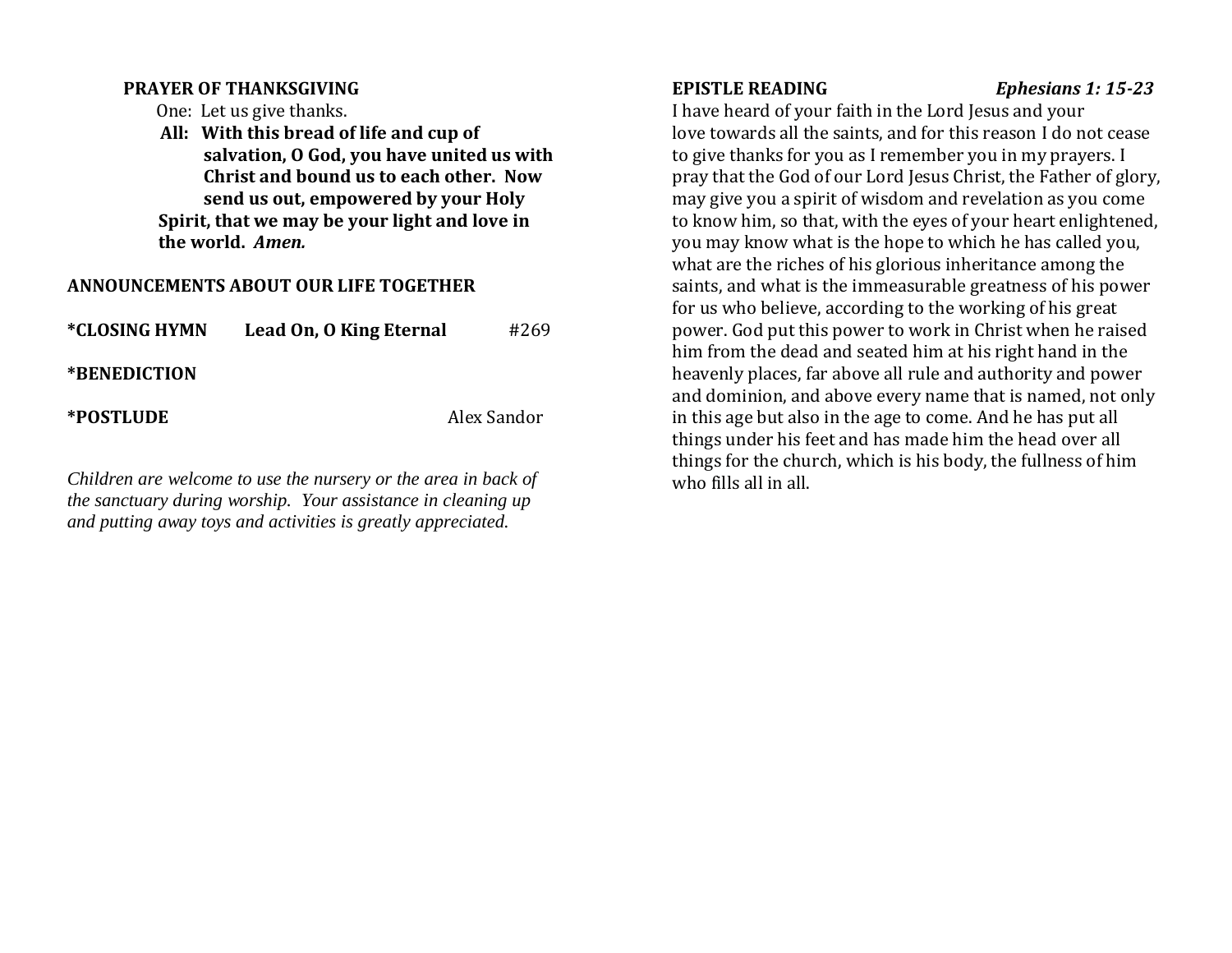**PRAYER OF THANKSGIVING**

One: Let us give thanks.

**All: With this bread of life and cup of salvation, O God, you have united us with Christ and bound us to each other. Now send us out, empowered by your Holy Spirit, that we may be your light and love in the world.** ***Amen.***

**ANNOUNCEMENTS ABOUT OUR LIFE TOGETHER**

**\*CLOSING HYMN** **Lead On, O King Eternal** #269

**\*BENEDICTION**

**\*POSTLUDE** Alex Sandor

*Children are welcome to use the nursery or the area in back of the sanctuary during worship. Your assistance in cleaning up and putting away toys and activities is greatly appreciated.*

**EPISTLE READING** ***Ephesians 1: 15-23***

I have heard of your faith in the Lord Jesus and your love towards all the saints, and for this reason I do not cease to give thanks for you as I remember you in my prayers. I pray that the God of our Lord Jesus Christ, the Father of glory, may give you a spirit of wisdom and revelation as you come to know him, so that, with the eyes of your heart enlightened, you may know what is the hope to which he has called you, what are the riches of his glorious inheritance among the saints, and what is the immeasurable greatness of his power for us who believe, according to the working of his great power. God put this power to work in Christ when he raised him from the dead and seated him at his right hand in the heavenly places, far above all rule and authority and power and dominion, and above every name that is named, not only in this age but also in the age to come. And he has put all things under his feet and has made him the head over all things for the church, which is his body, the fullness of him who fills all in all.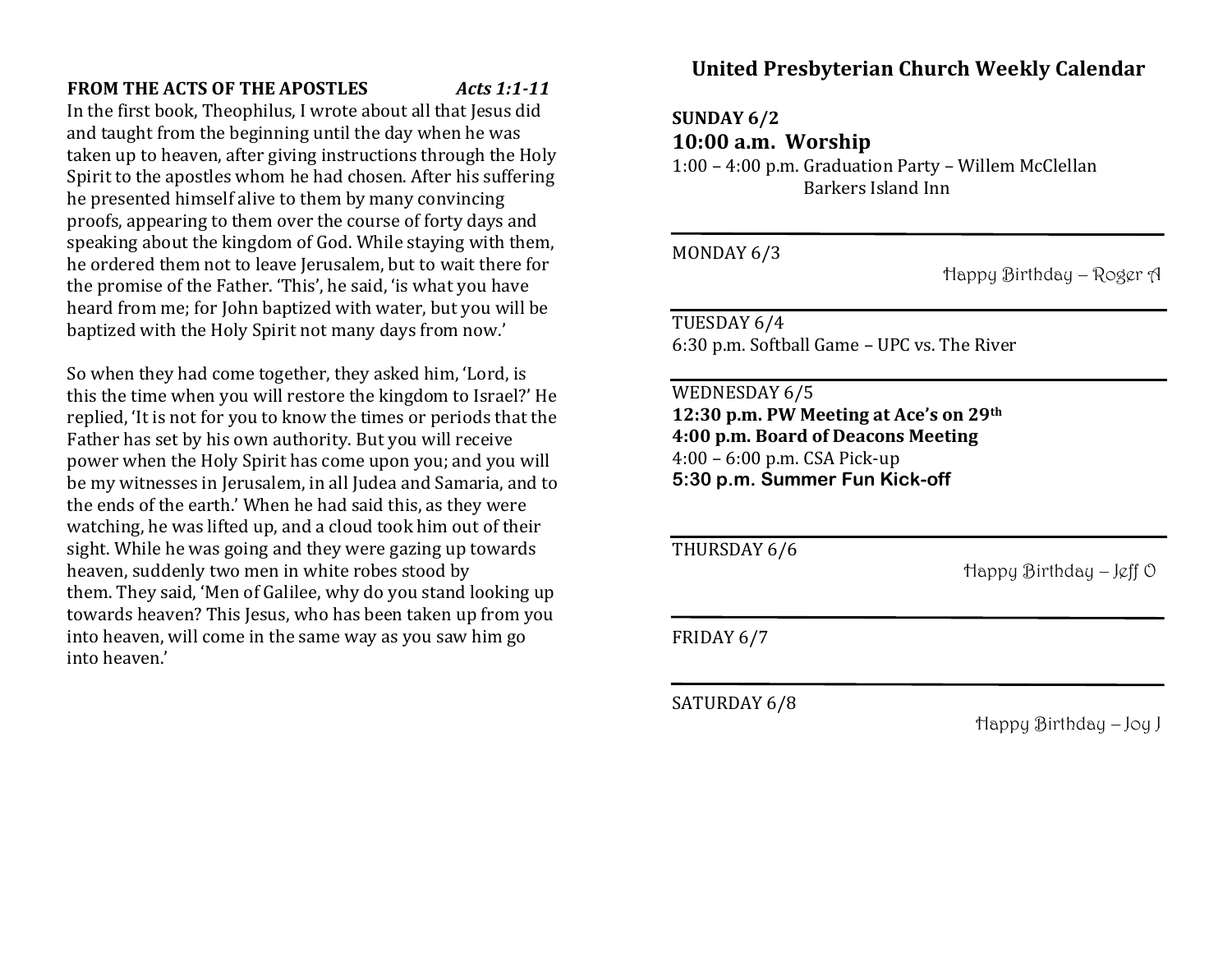**FROM THE ACTS OF THE APOSTLES** *Acts 1:1-11*

In the first book, Theophilus, I wrote about all that Jesus did and taught from the beginning until the day when he was taken up to heaven, after giving instructions through the Holy Spirit to the apostles whom he had chosen. After his suffering he presented himself alive to them by many convincing proofs, appearing to them over the course of forty days and speaking about the kingdom of God. While staying with them, he ordered them not to leave Jerusalem, but to wait there for the promise of the Father. 'This', he said, 'is what you have heard from me; for John baptized with water, but you will be baptized with the Holy Spirit not many days from now.'

So when they had come together, they asked him, 'Lord, is this the time when you will restore the kingdom to Israel?' He replied, 'It is not for you to know the times or periods that the Father has set by his own authority. But you will receive power when the Holy Spirit has come upon you; and you will be my witnesses in Jerusalem, in all Judea and Samaria, and to the ends of the earth.' When he had said this, as they were watching, he was lifted up, and a cloud took him out of their sight. While he was going and they were gazing up towards heaven, suddenly two men in white robes stood by them. They said, 'Men of Galilee, why do you stand looking up towards heaven? This Jesus, who has been taken up from you into heaven, will come in the same way as you saw him go into heaven.'

# United Presbyterian Church Weekly Calendar

**SUNDAY 6/2**

**10:00 a.m. Worship**

1:00 – 4:00 p.m. Graduation Party – Willem McClellan
Barkers Island Inn

---

MONDAY 6/3

Happy Birthday – Roger A

---

TUESDAY 6/4

6:30 p.m. Softball Game – UPC vs. The River

---

WEDNESDAY 6/5

**12:30 p.m. PW Meeting at Ace's on 29th**

**4:00 p.m. Board of Deacons Meeting**

4:00 – 6:00 p.m. CSA Pick-up

**5:30 p.m. Summer Fun Kick-off**

---

THURSDAY 6/6

Happy Birthday – Jeff O

---

FRIDAY 6/7

---

SATURDAY 6/8

Happy Birthday – Joy J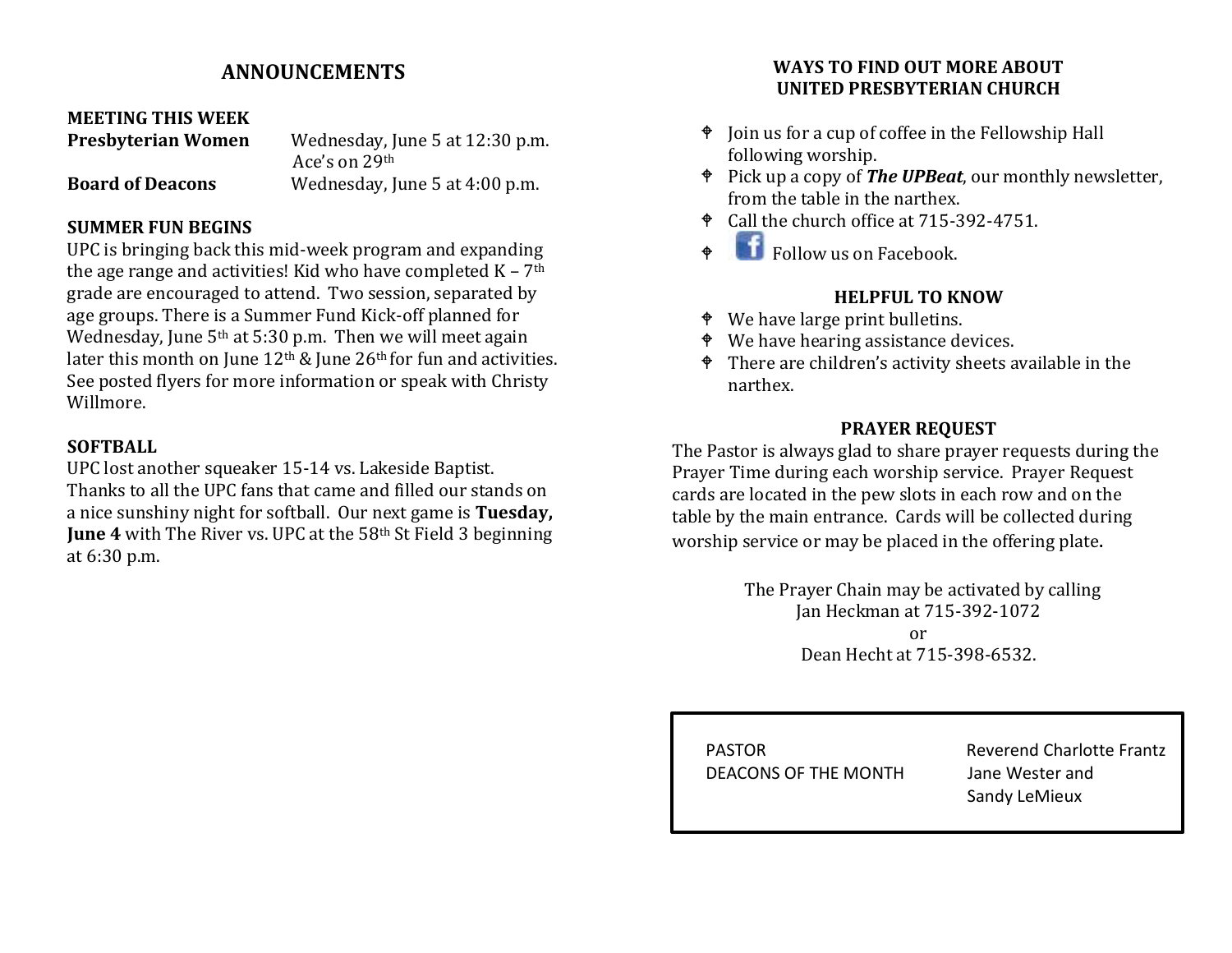## ANNOUNCEMENTS

**MEETING THIS WEEK**

| | |
|---|---|
| **Presbyterian Women** | Wednesday, June 5 at 12:30 p.m. Ace's on 29th |
| **Board of Deacons** | Wednesday, June 5 at 4:00 p.m. |

**SUMMER FUN BEGINS**

UPC is bringing back this mid-week program and expanding the age range and activities! Kid who have completed K – 7th grade are encouraged to attend. Two session, separated by age groups. There is a Summer Fund Kick-off planned for Wednesday, June 5th at 5:30 p.m. Then we will meet again later this month on June 12th & June 26th for fun and activities. See posted flyers for more information or speak with Christy Willmore.

**SOFTBALL**

UPC lost another squeaker 15-14 vs. Lakeside Baptist. Thanks to all the UPC fans that came and filled our stands on a nice sunshiny night for softball. Our next game is **Tuesday, June 4** with The River vs. UPC at the 58th St Field 3 beginning at 6:30 p.m.

**WAYS TO FIND OUT MORE ABOUT UNITED PRESBYTERIAN CHURCH**

- Join us for a cup of coffee in the Fellowship Hall following worship.
- Pick up a copy of ***The UPBeat***, our monthly newsletter, from the table in the narthex.
- Call the church office at 715-392-4751.
- Follow us on Facebook.

**HELPFUL TO KNOW**

- We have large print bulletins.
- We have hearing assistance devices.
- There are children's activity sheets available in the narthex.

**PRAYER REQUEST**

The Pastor is always glad to share prayer requests during the Prayer Time during each worship service. Prayer Request cards are located in the pew slots in each row and on the table by the main entrance. Cards will be collected during worship service or may be placed in the offering plate.

The Prayer Chain may be activated by calling
Jan Heckman at 715-392-1072
or
Dean Hecht at 715-398-6532.

| | |
|---|---|
| PASTOR | Reverend Charlotte Frantz |
| DEACONS OF THE MONTH | Jane Wester and Sandy LeMieux |